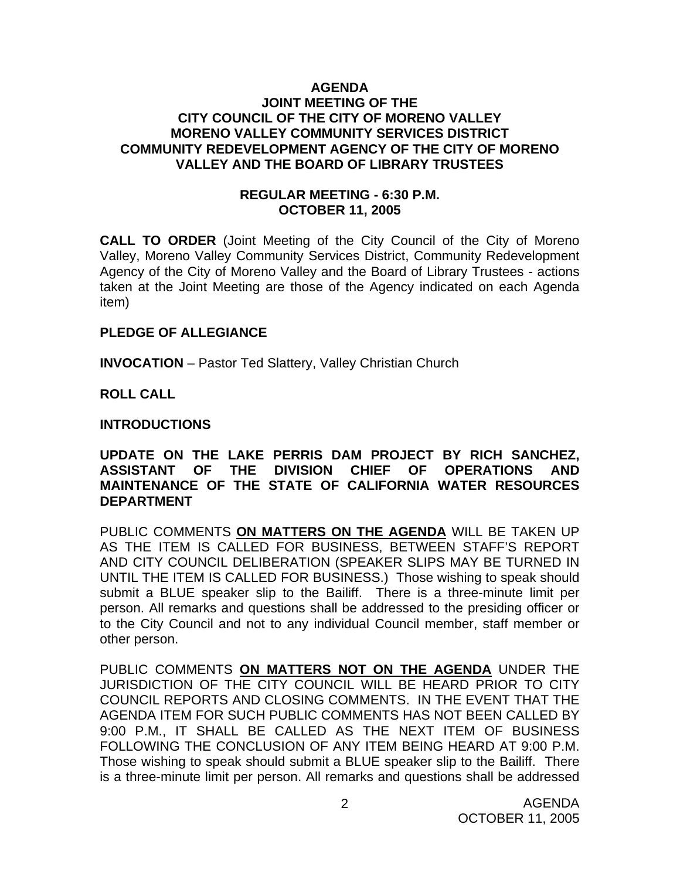# AGENDA
# JOINT MEETING OF THE CITY COUNCIL OF THE CITY OF MORENO VALLEY MORENO VALLEY COMMUNITY SERVICES DISTRICT COMMUNITY REDEVELOPMENT AGENCY OF THE CITY OF MORENO VALLEY AND THE BOARD OF LIBRARY TRUSTEES

## REGULAR MEETING - 6:30 P.M.
## OCTOBER 11, 2005

**CALL TO ORDER** (Joint Meeting of the City Council of the City of Moreno Valley, Moreno Valley Community Services District, Community Redevelopment Agency of the City of Moreno Valley and the Board of Library Trustees - actions taken at the Joint Meeting are those of the Agency indicated on each Agenda item)

**PLEDGE OF ALLEGIANCE**

**INVOCATION** – Pastor Ted Slattery, Valley Christian Church

**ROLL CALL**

**INTRODUCTIONS**

**UPDATE ON THE LAKE PERRIS DAM PROJECT BY RICH SANCHEZ, ASSISTANT OF THE DIVISION CHIEF OF OPERATIONS AND MAINTENANCE OF THE STATE OF CALIFORNIA WATER RESOURCES DEPARTMENT**

PUBLIC COMMENTS **ON MATTERS ON THE AGENDA** WILL BE TAKEN UP AS THE ITEM IS CALLED FOR BUSINESS, BETWEEN STAFF'S REPORT AND CITY COUNCIL DELIBERATION (SPEAKER SLIPS MAY BE TURNED IN UNTIL THE ITEM IS CALLED FOR BUSINESS.) Those wishing to speak should submit a BLUE speaker slip to the Bailiff. There is a three-minute limit per person. All remarks and questions shall be addressed to the presiding officer or to the City Council and not to any individual Council member, staff member or other person.

PUBLIC COMMENTS **ON MATTERS NOT ON THE AGENDA** UNDER THE JURISDICTION OF THE CITY COUNCIL WILL BE HEARD PRIOR TO CITY COUNCIL REPORTS AND CLOSING COMMENTS. IN THE EVENT THAT THE AGENDA ITEM FOR SUCH PUBLIC COMMENTS HAS NOT BEEN CALLED BY 9:00 P.M., IT SHALL BE CALLED AS THE NEXT ITEM OF BUSINESS FOLLOWING THE CONCLUSION OF ANY ITEM BEING HEARD AT 9:00 P.M. Those wishing to speak should submit a BLUE speaker slip to the Bailiff. There is a three-minute limit per person. All remarks and questions shall be addressed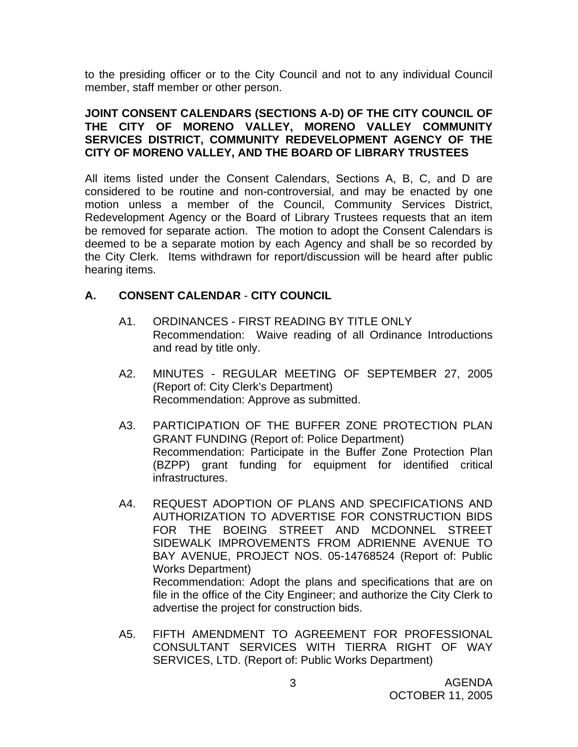to the presiding officer or to the City Council and not to any individual Council member, staff member or other person.

**JOINT CONSENT CALENDARS (SECTIONS A-D) OF THE CITY COUNCIL OF THE CITY OF MORENO VALLEY, MORENO VALLEY COMMUNITY SERVICES DISTRICT, COMMUNITY REDEVELOPMENT AGENCY OF THE CITY OF MORENO VALLEY, AND THE BOARD OF LIBRARY TRUSTEES**

All items listed under the Consent Calendars, Sections A, B, C, and D are considered to be routine and non-controversial, and may be enacted by one motion unless a member of the Council, Community Services District, Redevelopment Agency or the Board of Library Trustees requests that an item be removed for separate action. The motion to adopt the Consent Calendars is deemed to be a separate motion by each Agency and shall be so recorded by the City Clerk. Items withdrawn for report/discussion will be heard after public hearing items.

## A. CONSENT CALENDAR - CITY COUNCIL

A1. ORDINANCES - FIRST READING BY TITLE ONLY
Recommendation: Waive reading of all Ordinance Introductions and read by title only.

A2. MINUTES - REGULAR MEETING OF SEPTEMBER 27, 2005 (Report of: City Clerk's Department)
Recommendation: Approve as submitted.

A3. PARTICIPATION OF THE BUFFER ZONE PROTECTION PLAN GRANT FUNDING (Report of: Police Department)
Recommendation: Participate in the Buffer Zone Protection Plan (BZPP) grant funding for equipment for identified critical infrastructures.

A4. REQUEST ADOPTION OF PLANS AND SPECIFICATIONS AND AUTHORIZATION TO ADVERTISE FOR CONSTRUCTION BIDS FOR THE BOEING STREET AND MCDONNEL STREET SIDEWALK IMPROVEMENTS FROM ADRIENNE AVENUE TO BAY AVENUE, PROJECT NOS. 05-14768524 (Report of: Public Works Department)
Recommendation: Adopt the plans and specifications that are on file in the office of the City Engineer; and authorize the City Clerk to advertise the project for construction bids.

A5. FIFTH AMENDMENT TO AGREEMENT FOR PROFESSIONAL CONSULTANT SERVICES WITH TIERRA RIGHT OF WAY SERVICES, LTD. (Report of: Public Works Department)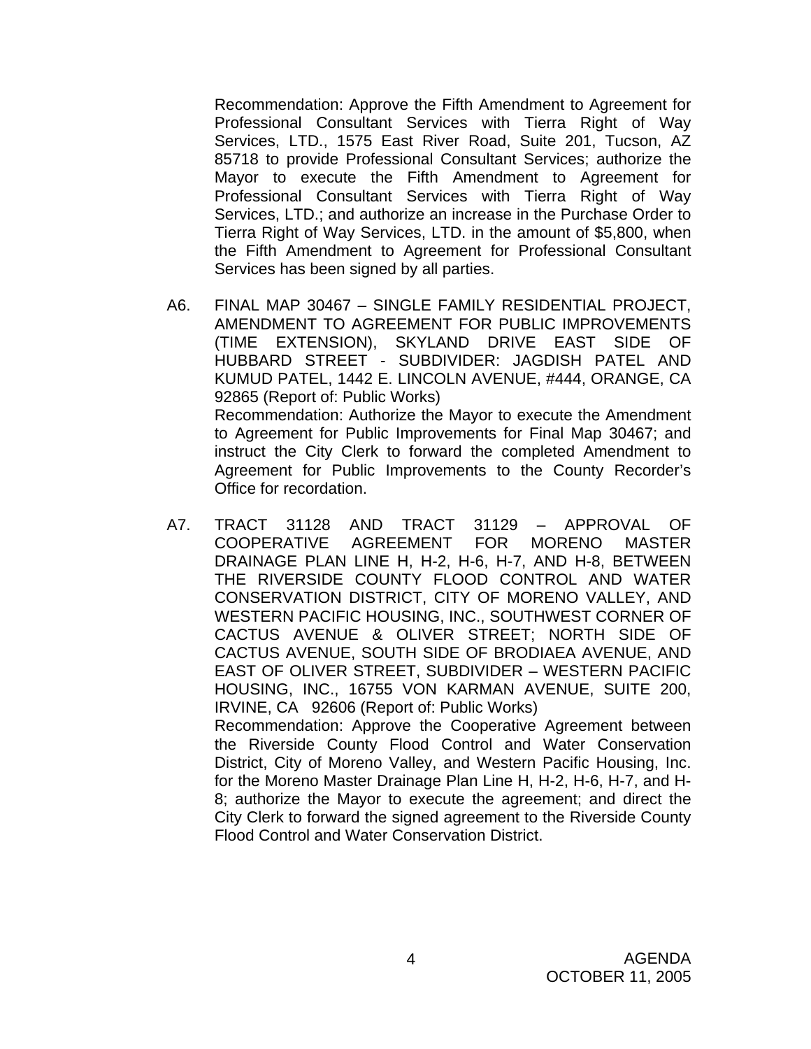Recommendation: Approve the Fifth Amendment to Agreement for Professional Consultant Services with Tierra Right of Way Services, LTD., 1575 East River Road, Suite 201, Tucson, AZ 85718 to provide Professional Consultant Services; authorize the Mayor to execute the Fifth Amendment to Agreement for Professional Consultant Services with Tierra Right of Way Services, LTD.; and authorize an increase in the Purchase Order to Tierra Right of Way Services, LTD. in the amount of $5,800, when the Fifth Amendment to Agreement for Professional Consultant Services has been signed by all parties.

A6. FINAL MAP 30467 – SINGLE FAMILY RESIDENTIAL PROJECT, AMENDMENT TO AGREEMENT FOR PUBLIC IMPROVEMENTS (TIME EXTENSION), SKYLAND DRIVE EAST SIDE OF HUBBARD STREET - SUBDIVIDER: JAGDISH PATEL AND KUMUD PATEL, 1442 E. LINCOLN AVENUE, #444, ORANGE, CA 92865 (Report of: Public Works)
Recommendation: Authorize the Mayor to execute the Amendment to Agreement for Public Improvements for Final Map 30467; and instruct the City Clerk to forward the completed Amendment to Agreement for Public Improvements to the County Recorder's Office for recordation.

A7. TRACT 31128 AND TRACT 31129 – APPROVAL OF COOPERATIVE AGREEMENT FOR MORENO MASTER DRAINAGE PLAN LINE H, H-2, H-6, H-7, AND H-8, BETWEEN THE RIVERSIDE COUNTY FLOOD CONTROL AND WATER CONSERVATION DISTRICT, CITY OF MORENO VALLEY, AND WESTERN PACIFIC HOUSING, INC., SOUTHWEST CORNER OF CACTUS AVENUE & OLIVER STREET; NORTH SIDE OF CACTUS AVENUE, SOUTH SIDE OF BRODIAEA AVENUE, AND EAST OF OLIVER STREET, SUBDIVIDER – WESTERN PACIFIC HOUSING, INC., 16755 VON KARMAN AVENUE, SUITE 200, IRVINE, CA 92606 (Report of: Public Works)
Recommendation: Approve the Cooperative Agreement between the Riverside County Flood Control and Water Conservation District, City of Moreno Valley, and Western Pacific Housing, Inc. for the Moreno Master Drainage Plan Line H, H-2, H-6, H-7, and H-8; authorize the Mayor to execute the agreement; and direct the City Clerk to forward the signed agreement to the Riverside County Flood Control and Water Conservation District.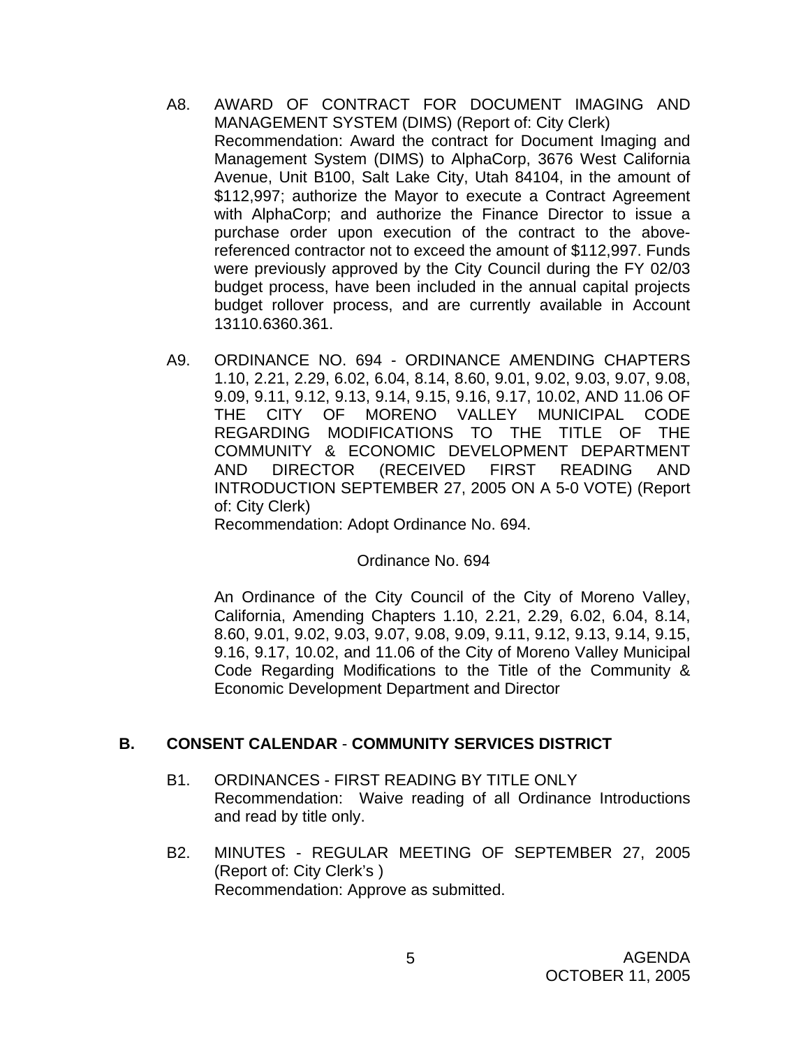A8. AWARD OF CONTRACT FOR DOCUMENT IMAGING AND MANAGEMENT SYSTEM (DIMS) (Report of: City Clerk)
Recommendation: Award the contract for Document Imaging and Management System (DIMS) to AlphaCorp, 3676 West California Avenue, Unit B100, Salt Lake City, Utah 84104, in the amount of $112,997; authorize the Mayor to execute a Contract Agreement with AlphaCorp; and authorize the Finance Director to issue a purchase order upon execution of the contract to the above-referenced contractor not to exceed the amount of $112,997. Funds were previously approved by the City Council during the FY 02/03 budget process, have been included in the annual capital projects budget rollover process, and are currently available in Account 13110.6360.361.

A9. ORDINANCE NO. 694 - ORDINANCE AMENDING CHAPTERS 1.10, 2.21, 2.29, 6.02, 6.04, 8.14, 8.60, 9.01, 9.02, 9.03, 9.07, 9.08, 9.09, 9.11, 9.12, 9.13, 9.14, 9.15, 9.16, 9.17, 10.02, AND 11.06 OF THE CITY OF MORENO VALLEY MUNICIPAL CODE REGARDING MODIFICATIONS TO THE TITLE OF THE COMMUNITY & ECONOMIC DEVELOPMENT DEPARTMENT AND DIRECTOR (RECEIVED FIRST READING AND INTRODUCTION SEPTEMBER 27, 2005 ON A 5-0 VOTE) (Report of: City Clerk)
Recommendation: Adopt Ordinance No. 694.

Ordinance No. 694

An Ordinance of the City Council of the City of Moreno Valley, California, Amending Chapters 1.10, 2.21, 2.29, 6.02, 6.04, 8.14, 8.60, 9.01, 9.02, 9.03, 9.07, 9.08, 9.09, 9.11, 9.12, 9.13, 9.14, 9.15, 9.16, 9.17, 10.02, and 11.06 of the City of Moreno Valley Municipal Code Regarding Modifications to the Title of the Community & Economic Development Department and Director

## B. CONSENT CALENDAR - COMMUNITY SERVICES DISTRICT

B1. ORDINANCES - FIRST READING BY TITLE ONLY
Recommendation: Waive reading of all Ordinance Introductions and read by title only.

B2. MINUTES - REGULAR MEETING OF SEPTEMBER 27, 2005 (Report of: City Clerk's )
Recommendation: Approve as submitted.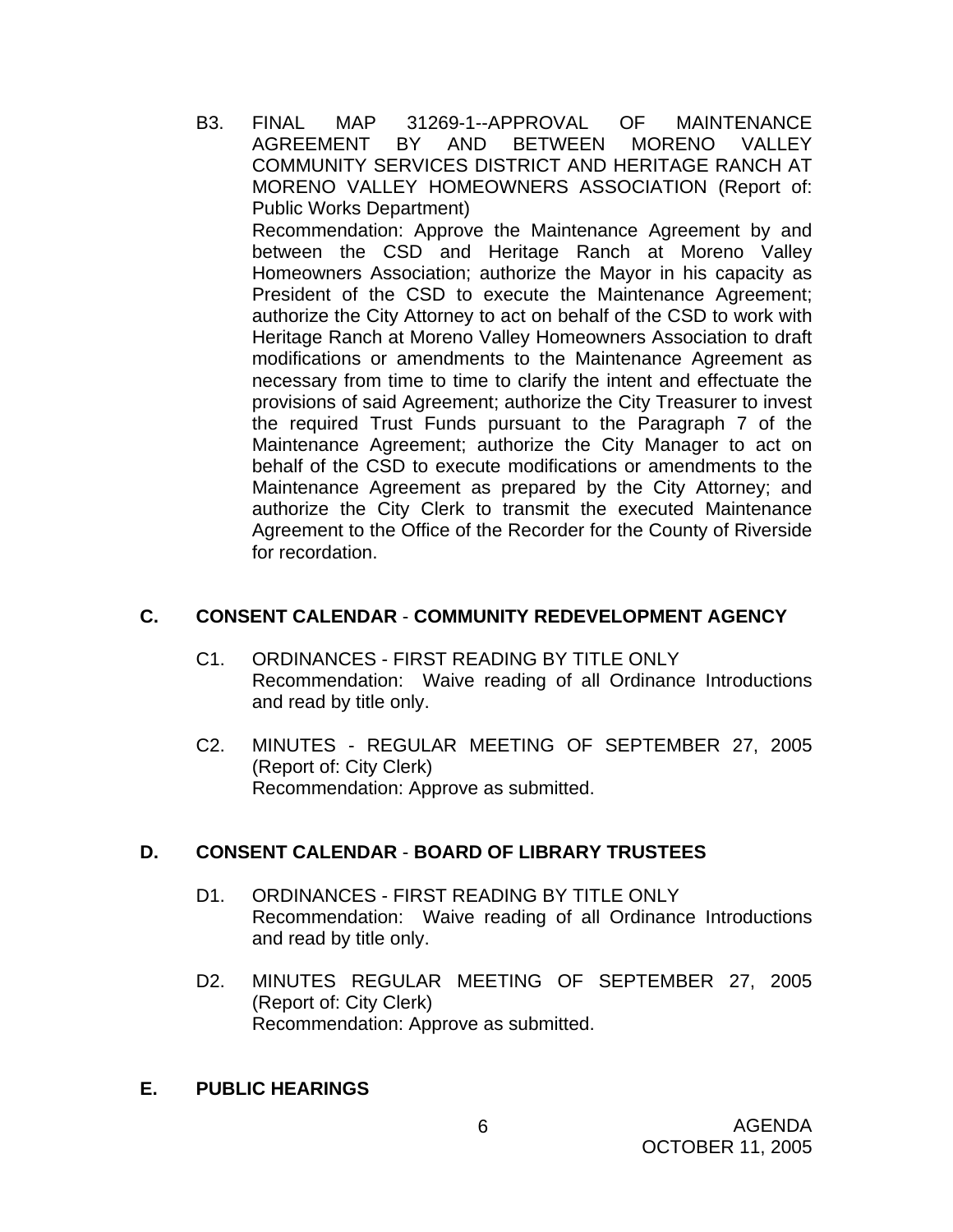B3. FINAL MAP 31269-1--APPROVAL OF MAINTENANCE AGREEMENT BY AND BETWEEN MORENO VALLEY COMMUNITY SERVICES DISTRICT AND HERITAGE RANCH AT MORENO VALLEY HOMEOWNERS ASSOCIATION (Report of: Public Works Department)

Recommendation: Approve the Maintenance Agreement by and between the CSD and Heritage Ranch at Moreno Valley Homeowners Association; authorize the Mayor in his capacity as President of the CSD to execute the Maintenance Agreement; authorize the City Attorney to act on behalf of the CSD to work with Heritage Ranch at Moreno Valley Homeowners Association to draft modifications or amendments to the Maintenance Agreement as necessary from time to time to clarify the intent and effectuate the provisions of said Agreement; authorize the City Treasurer to invest the required Trust Funds pursuant to the Paragraph 7 of the Maintenance Agreement; authorize the City Manager to act on behalf of the CSD to execute modifications or amendments to the Maintenance Agreement as prepared by the City Attorney; and authorize the City Clerk to transmit the executed Maintenance Agreement to the Office of the Recorder for the County of Riverside for recordation.

## C. CONSENT CALENDAR - COMMUNITY REDEVELOPMENT AGENCY

C1. ORDINANCES - FIRST READING BY TITLE ONLY

Recommendation: Waive reading of all Ordinance Introductions and read by title only.

C2. MINUTES - REGULAR MEETING OF SEPTEMBER 27, 2005 (Report of: City Clerk)

Recommendation: Approve as submitted.

## D. CONSENT CALENDAR - BOARD OF LIBRARY TRUSTEES

D1. ORDINANCES - FIRST READING BY TITLE ONLY

Recommendation: Waive reading of all Ordinance Introductions and read by title only.

D2. MINUTES REGULAR MEETING OF SEPTEMBER 27, 2005 (Report of: City Clerk)

Recommendation: Approve as submitted.

## E. PUBLIC HEARINGS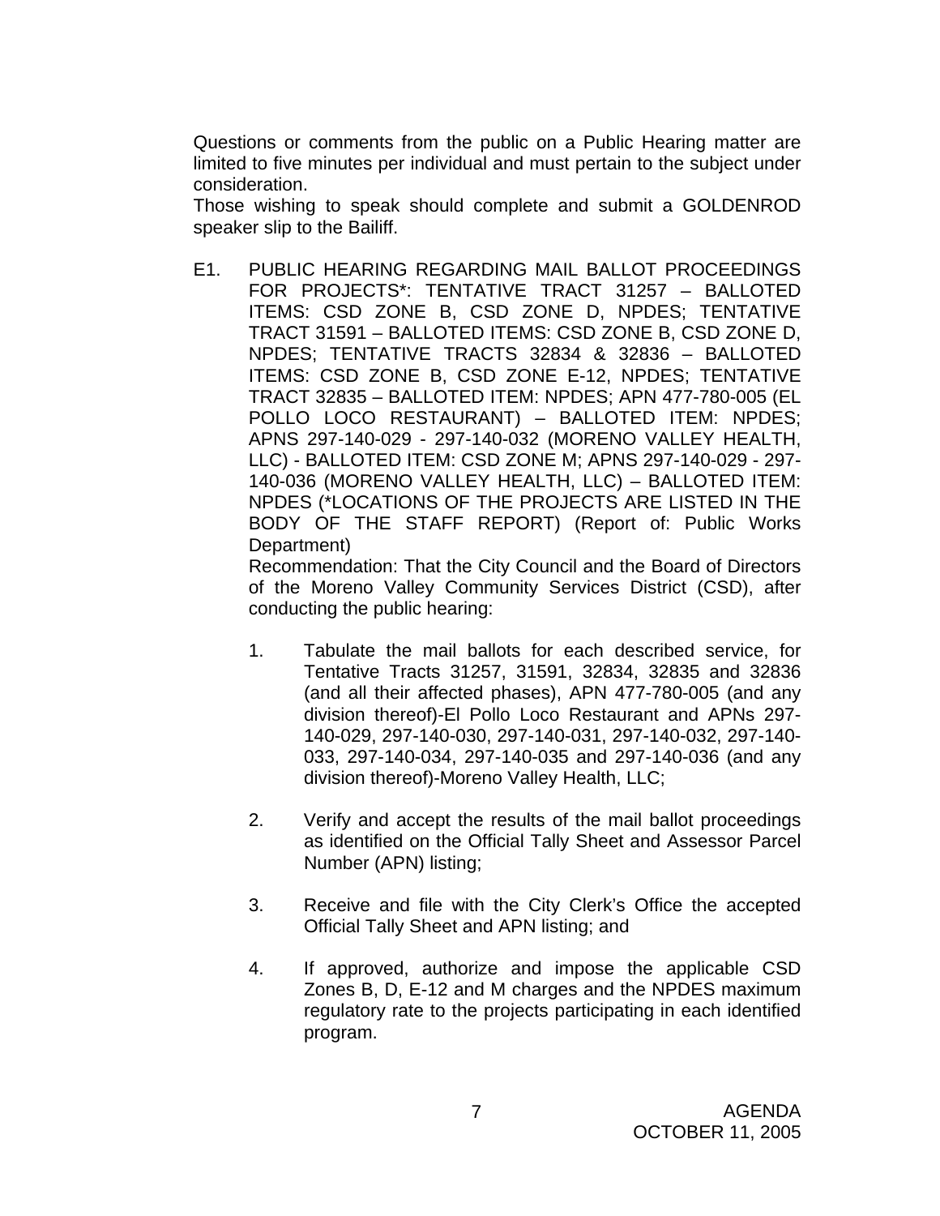Questions or comments from the public on a Public Hearing matter are limited to five minutes per individual and must pertain to the subject under consideration.

Those wishing to speak should complete and submit a GOLDENROD speaker slip to the Bailiff.

E1. PUBLIC HEARING REGARDING MAIL BALLOT PROCEEDINGS FOR PROJECTS*: TENTATIVE TRACT 31257 – BALLOTED ITEMS: CSD ZONE B, CSD ZONE D, NPDES; TENTATIVE TRACT 31591 – BALLOTED ITEMS: CSD ZONE B, CSD ZONE D, NPDES; TENTATIVE TRACTS 32834 & 32836 – BALLOTED ITEMS: CSD ZONE B, CSD ZONE E-12, NPDES; TENTATIVE TRACT 32835 – BALLOTED ITEM: NPDES; APN 477-780-005 (EL POLLO LOCO RESTAURANT) – BALLOTED ITEM: NPDES; APNS 297-140-029 - 297-140-032 (MORENO VALLEY HEALTH, LLC) - BALLOTED ITEM: CSD ZONE M; APNS 297-140-029 - 297-140-036 (MORENO VALLEY HEALTH, LLC) – BALLOTED ITEM: NPDES (*LOCATIONS OF THE PROJECTS ARE LISTED IN THE BODY OF THE STAFF REPORT) (Report of: Public Works Department)

Recommendation: That the City Council and the Board of Directors of the Moreno Valley Community Services District (CSD), after conducting the public hearing:

1. Tabulate the mail ballots for each described service, for Tentative Tracts 31257, 31591, 32834, 32835 and 32836 (and all their affected phases), APN 477-780-005 (and any division thereof)-El Pollo Loco Restaurant and APNs 297-140-029, 297-140-030, 297-140-031, 297-140-032, 297-140-033, 297-140-034, 297-140-035 and 297-140-036 (and any division thereof)-Moreno Valley Health, LLC;

2. Verify and accept the results of the mail ballot proceedings as identified on the Official Tally Sheet and Assessor Parcel Number (APN) listing;

3. Receive and file with the City Clerk's Office the accepted Official Tally Sheet and APN listing; and

4. If approved, authorize and impose the applicable CSD Zones B, D, E-12 and M charges and the NPDES maximum regulatory rate to the projects participating in each identified program.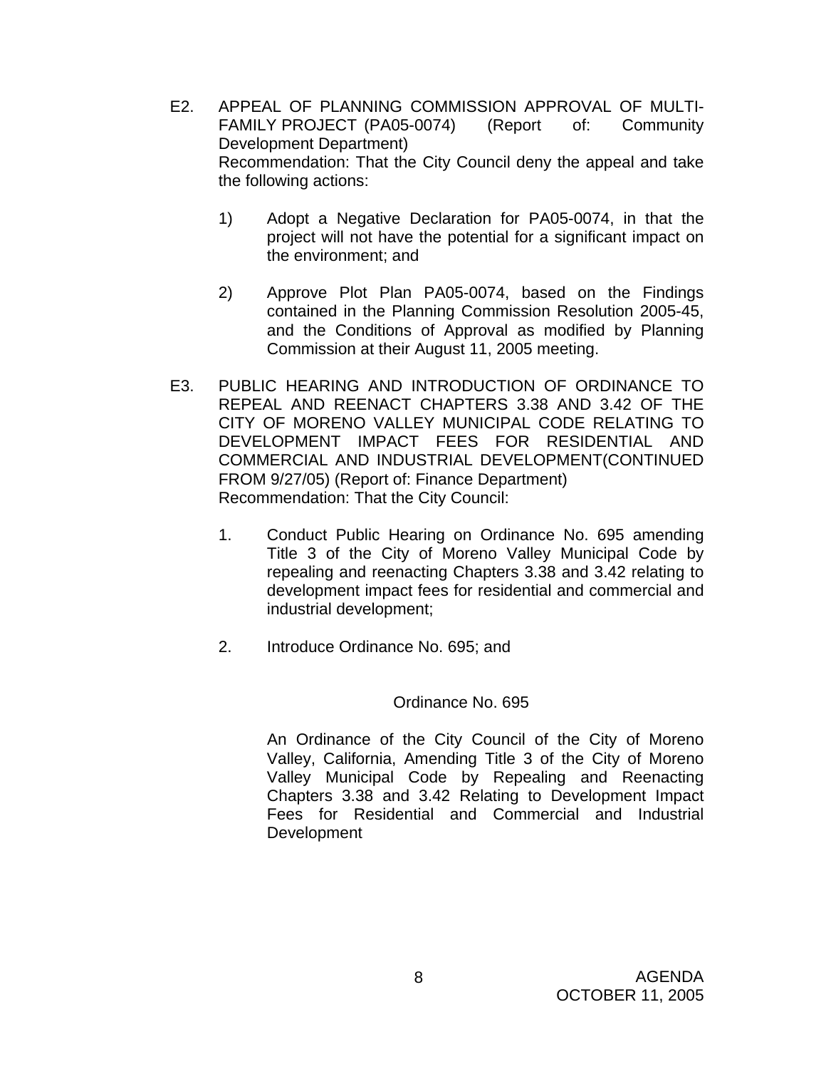E2. APPEAL OF PLANNING COMMISSION APPROVAL OF MULTI-FAMILY PROJECT (PA05-0074) (Report of: Community Development Department)
Recommendation: That the City Council deny the appeal and take the following actions:

1) Adopt a Negative Declaration for PA05-0074, in that the project will not have the potential for a significant impact on the environment; and

2) Approve Plot Plan PA05-0074, based on the Findings contained in the Planning Commission Resolution 2005-45, and the Conditions of Approval as modified by Planning Commission at their August 11, 2005 meeting.

E3. PUBLIC HEARING AND INTRODUCTION OF ORDINANCE TO REPEAL AND REENACT CHAPTERS 3.38 AND 3.42 OF THE CITY OF MORENO VALLEY MUNICIPAL CODE RELATING TO DEVELOPMENT IMPACT FEES FOR RESIDENTIAL AND COMMERCIAL AND INDUSTRIAL DEVELOPMENT(CONTINUED FROM 9/27/05) (Report of: Finance Department)
Recommendation: That the City Council:

1. Conduct Public Hearing on Ordinance No. 695 amending Title 3 of the City of Moreno Valley Municipal Code by repealing and reenacting Chapters 3.38 and 3.42 relating to development impact fees for residential and commercial and industrial development;

2. Introduce Ordinance No. 695; and

Ordinance No. 695

An Ordinance of the City Council of the City of Moreno Valley, California, Amending Title 3 of the City of Moreno Valley Municipal Code by Repealing and Reenacting Chapters 3.38 and 3.42 Relating to Development Impact Fees for Residential and Commercial and Industrial Development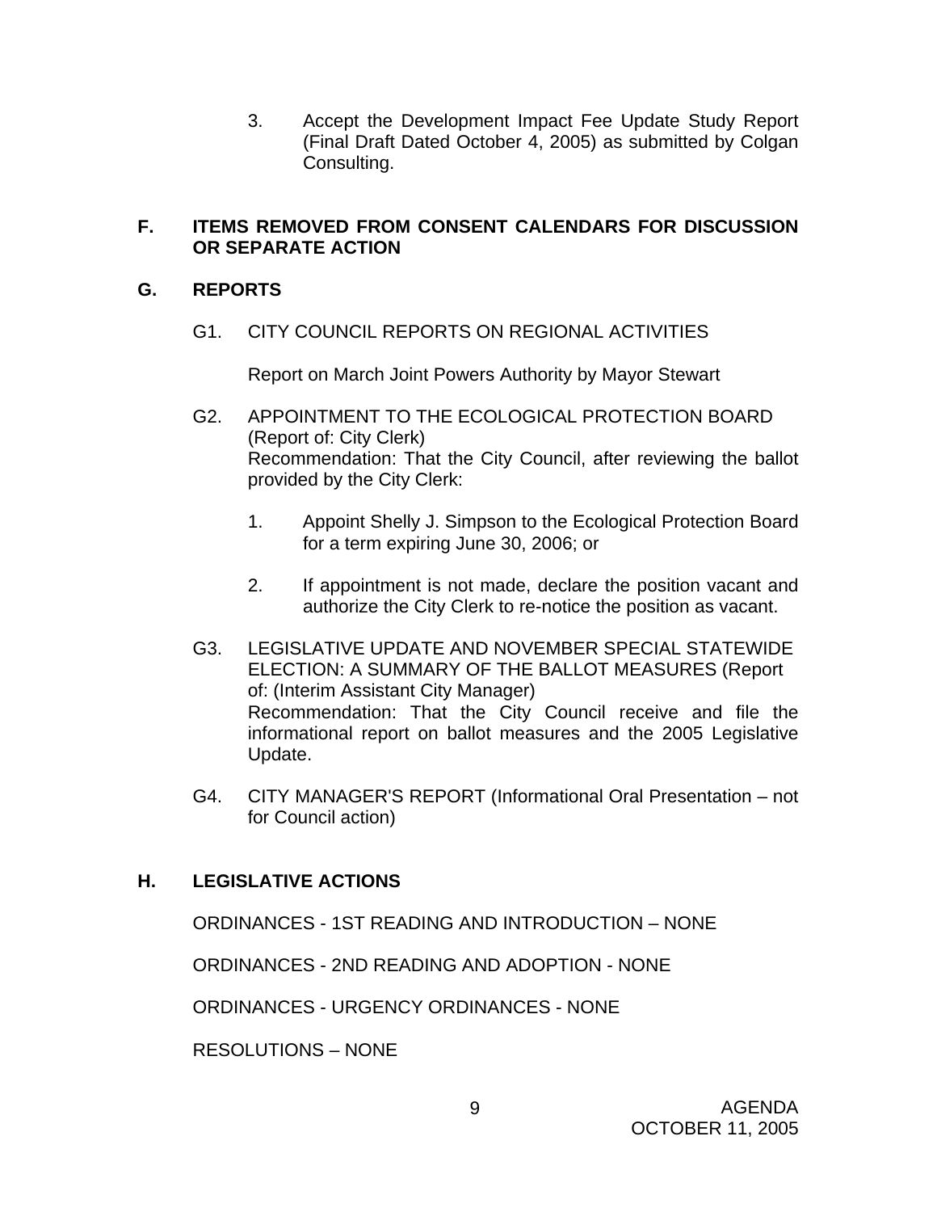3. Accept the Development Impact Fee Update Study Report (Final Draft Dated October 4, 2005) as submitted by Colgan Consulting.

## F. ITEMS REMOVED FROM CONSENT CALENDARS FOR DISCUSSION OR SEPARATE ACTION

## G. REPORTS

G1. CITY COUNCIL REPORTS ON REGIONAL ACTIVITIES

Report on March Joint Powers Authority by Mayor Stewart

G2. APPOINTMENT TO THE ECOLOGICAL PROTECTION BOARD (Report of: City Clerk)
Recommendation: That the City Council, after reviewing the ballot provided by the City Clerk:

1. Appoint Shelly J. Simpson to the Ecological Protection Board for a term expiring June 30, 2006; or

2. If appointment is not made, declare the position vacant and authorize the City Clerk to re-notice the position as vacant.

G3. LEGISLATIVE UPDATE AND NOVEMBER SPECIAL STATEWIDE ELECTION: A SUMMARY OF THE BALLOT MEASURES (Report of: (Interim Assistant City Manager)
Recommendation: That the City Council receive and file the informational report on ballot measures and the 2005 Legislative Update.

G4. CITY MANAGER'S REPORT (Informational Oral Presentation – not for Council action)

## H. LEGISLATIVE ACTIONS

ORDINANCES - 1ST READING AND INTRODUCTION – NONE

ORDINANCES - 2ND READING AND ADOPTION - NONE

ORDINANCES - URGENCY ORDINANCES - NONE

RESOLUTIONS – NONE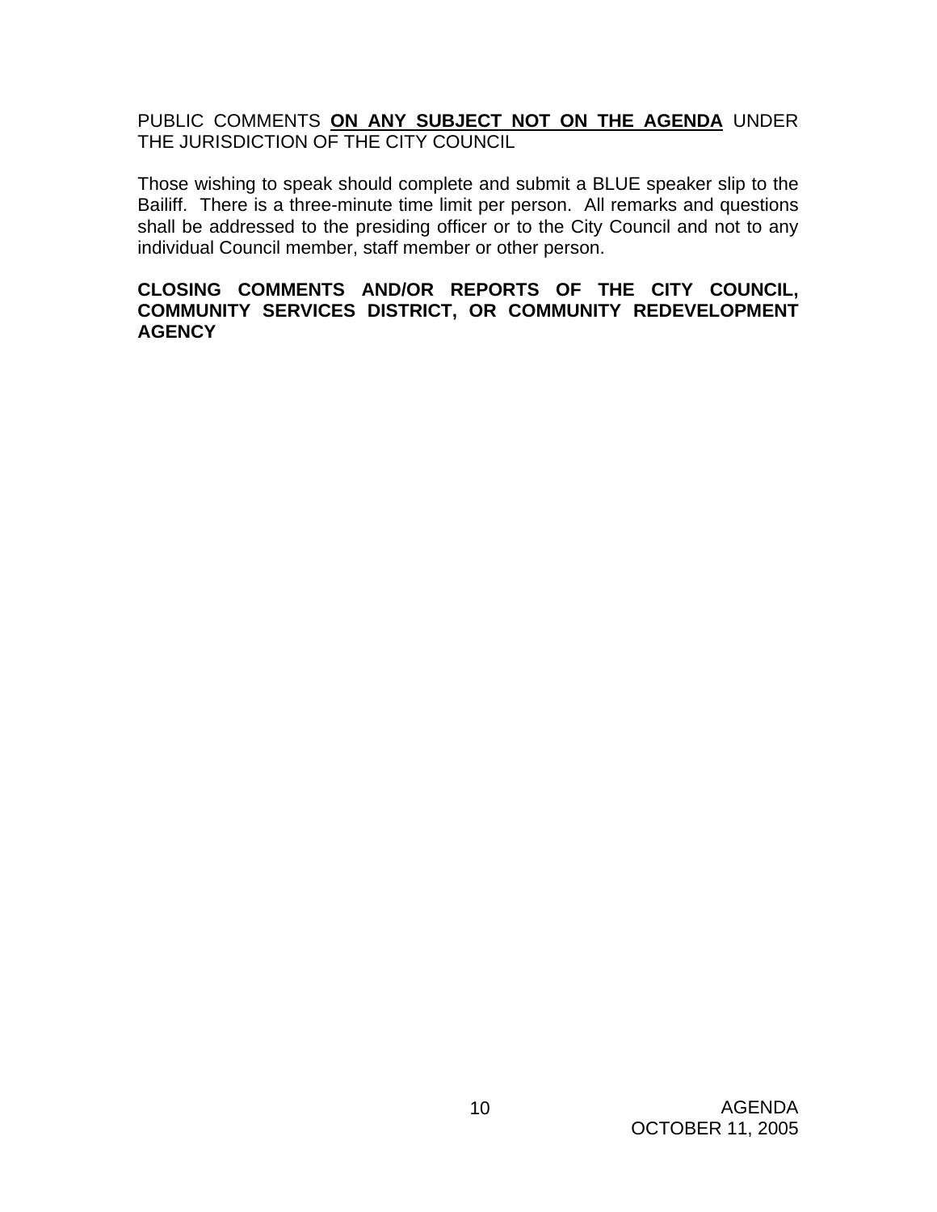PUBLIC COMMENTS **ON ANY SUBJECT NOT ON THE AGENDA** UNDER THE JURISDICTION OF THE CITY COUNCIL

Those wishing to speak should complete and submit a BLUE speaker slip to the Bailiff. There is a three-minute time limit per person. All remarks and questions shall be addressed to the presiding officer or to the City Council and not to any individual Council member, staff member or other person.

**CLOSING COMMENTS AND/OR REPORTS OF THE CITY COUNCIL, COMMUNITY SERVICES DISTRICT, OR COMMUNITY REDEVELOPMENT AGENCY**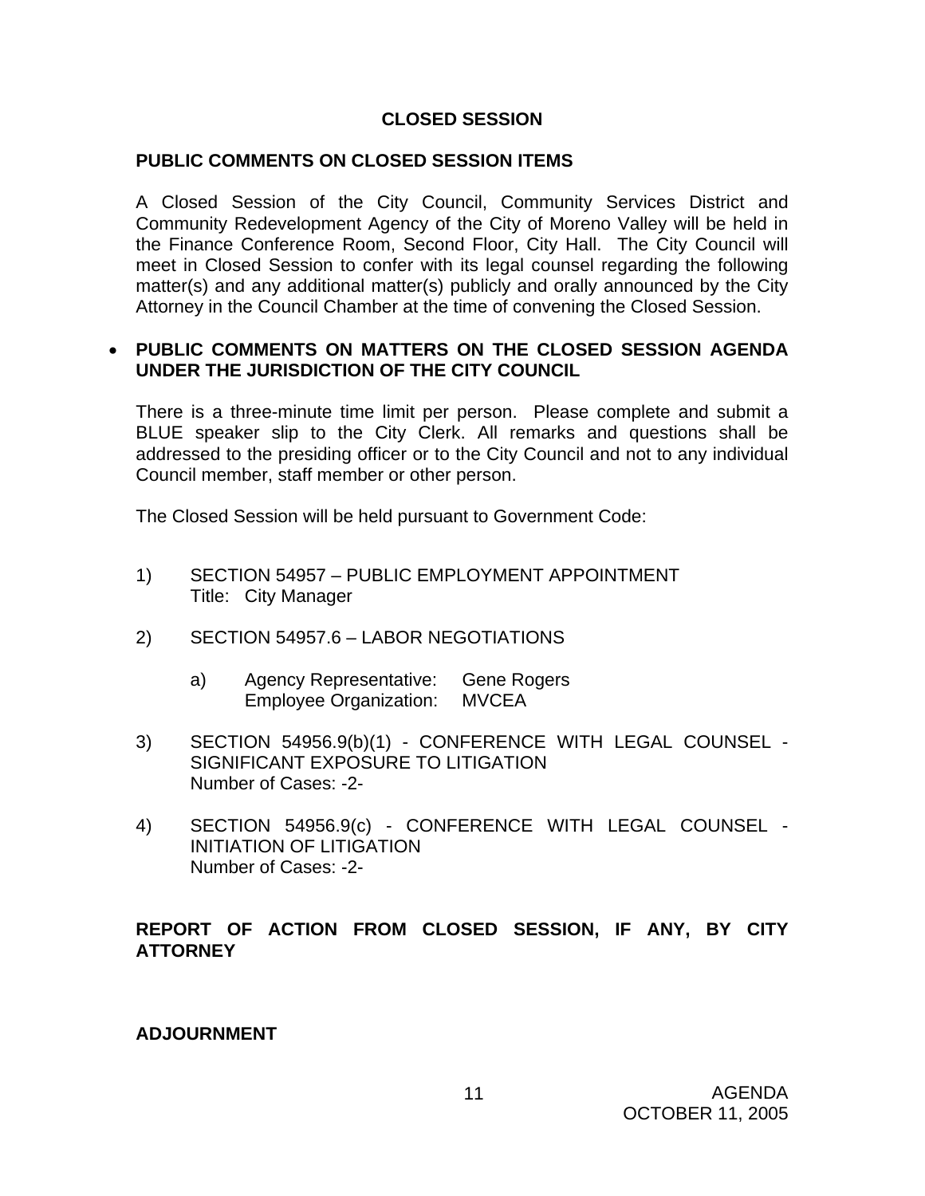## CLOSED SESSION

**PUBLIC COMMENTS ON CLOSED SESSION ITEMS**

A Closed Session of the City Council, Community Services District and Community Redevelopment Agency of the City of Moreno Valley will be held in the Finance Conference Room, Second Floor, City Hall. The City Council will meet in Closed Session to confer with its legal counsel regarding the following matter(s) and any additional matter(s) publicly and orally announced by the City Attorney in the Council Chamber at the time of convening the Closed Session.

- **PUBLIC COMMENTS ON MATTERS ON THE CLOSED SESSION AGENDA UNDER THE JURISDICTION OF THE CITY COUNCIL**

There is a three-minute time limit per person. Please complete and submit a BLUE speaker slip to the City Clerk. All remarks and questions shall be addressed to the presiding officer or to the City Council and not to any individual Council member, staff member or other person.

The Closed Session will be held pursuant to Government Code:

1) SECTION 54957 – PUBLIC EMPLOYMENT APPOINTMENT
   Title: City Manager

2) SECTION 54957.6 – LABOR NEGOTIATIONS

   a) Agency Representative: Gene Rogers
      Employee Organization: MVCEA

3) SECTION 54956.9(b)(1) - CONFERENCE WITH LEGAL COUNSEL - SIGNIFICANT EXPOSURE TO LITIGATION
   Number of Cases: -2-

4) SECTION 54956.9(c) - CONFERENCE WITH LEGAL COUNSEL - INITIATION OF LITIGATION
   Number of Cases: -2-

**REPORT OF ACTION FROM CLOSED SESSION, IF ANY, BY CITY ATTORNEY**

**ADJOURNMENT**